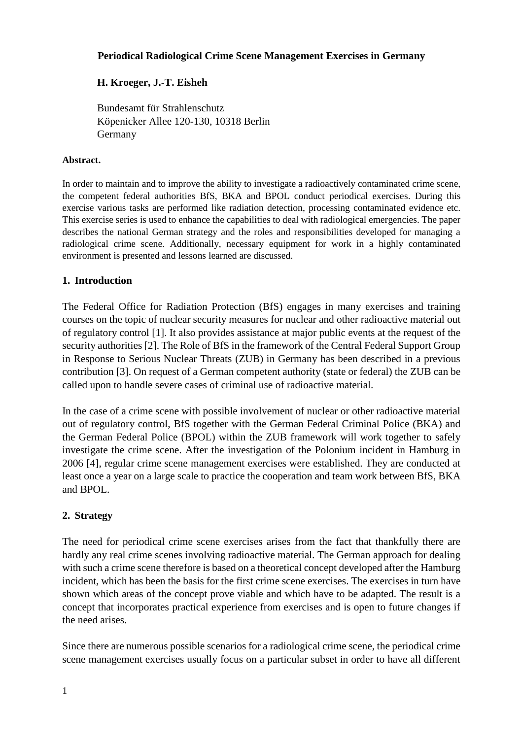# Periodical Radiological Crime Scene Management Exercises in Germany

**H. Kroeger, J.-T. Eisheh**

Bundesamt für Strahlenschutz
Köpenicker Allee 120-130, 10318 Berlin
Germany

**Abstract.**

In order to maintain and to improve the ability to investigate a radioactively contaminated crime scene, the competent federal authorities BfS, BKA and BPOL conduct periodical exercises. During this exercise various tasks are performed like radiation detection, processing contaminated evidence etc. This exercise series is used to enhance the capabilities to deal with radiological emergencies. The paper describes the national German strategy and the roles and responsibilities developed for managing a radiological crime scene. Additionally, necessary equipment for work in a highly contaminated environment is presented and lessons learned are discussed.

## 1. Introduction

The Federal Office for Radiation Protection (BfS) engages in many exercises and training courses on the topic of nuclear security measures for nuclear and other radioactive material out of regulatory control [1]. It also provides assistance at major public events at the request of the security authorities [2]. The Role of BfS in the framework of the Central Federal Support Group in Response to Serious Nuclear Threats (ZUB) in Germany has been described in a previous contribution [3]. On request of a German competent authority (state or federal) the ZUB can be called upon to handle severe cases of criminal use of radioactive material.

In the case of a crime scene with possible involvement of nuclear or other radioactive material out of regulatory control, BfS together with the German Federal Criminal Police (BKA) and the German Federal Police (BPOL) within the ZUB framework will work together to safely investigate the crime scene. After the investigation of the Polonium incident in Hamburg in 2006 [4], regular crime scene management exercises were established. They are conducted at least once a year on a large scale to practice the cooperation and team work between BfS, BKA and BPOL.

## 2. Strategy

The need for periodical crime scene exercises arises from the fact that thankfully there are hardly any real crime scenes involving radioactive material. The German approach for dealing with such a crime scene therefore is based on a theoretical concept developed after the Hamburg incident, which has been the basis for the first crime scene exercises. The exercises in turn have shown which areas of the concept prove viable and which have to be adapted. The result is a concept that incorporates practical experience from exercises and is open to future changes if the need arises.

Since there are numerous possible scenarios for a radiological crime scene, the periodical crime scene management exercises usually focus on a particular subset in order to have all different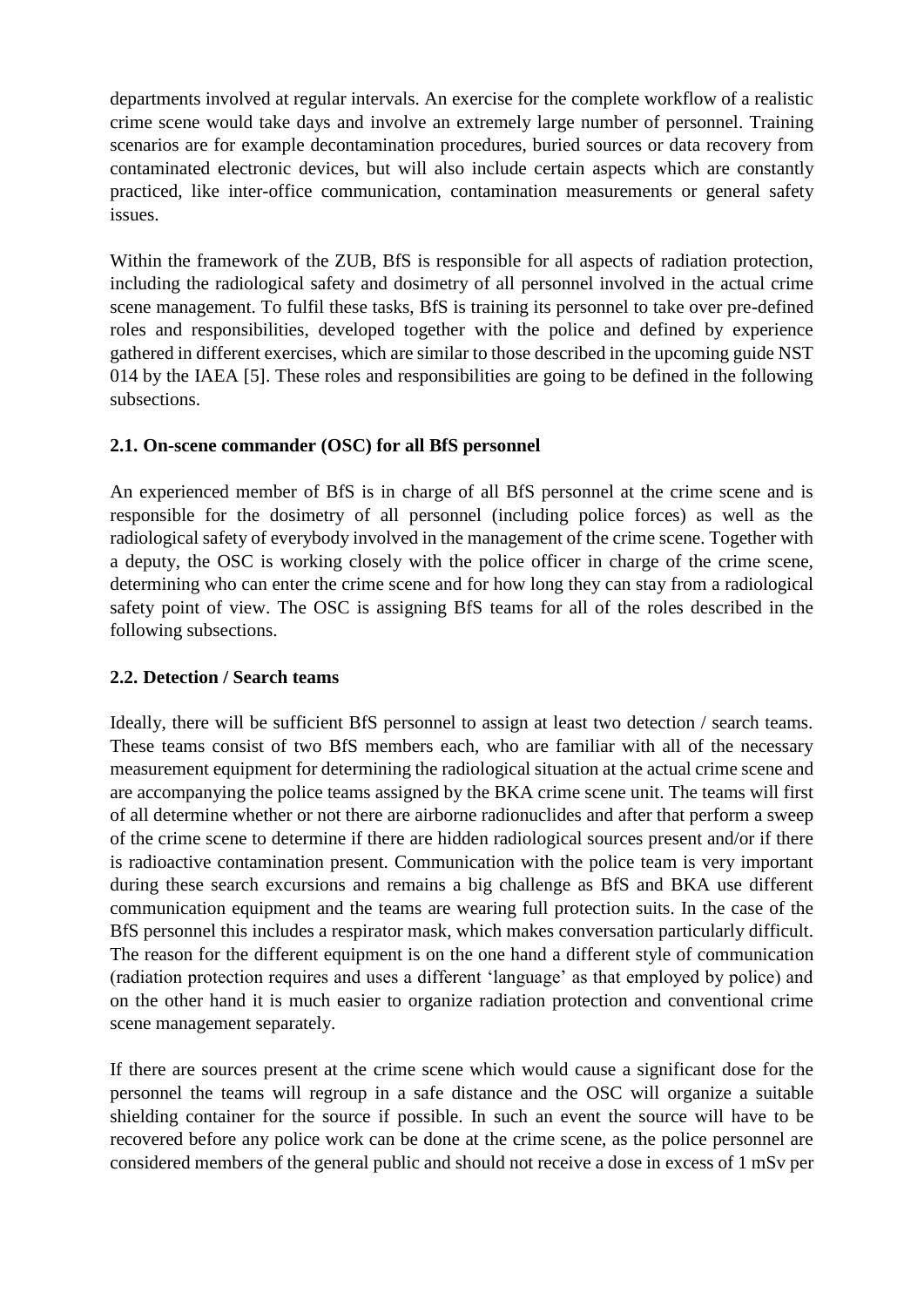departments involved at regular intervals. An exercise for the complete workflow of a realistic crime scene would take days and involve an extremely large number of personnel. Training scenarios are for example decontamination procedures, buried sources or data recovery from contaminated electronic devices, but will also include certain aspects which are constantly practiced, like inter-office communication, contamination measurements or general safety issues.

Within the framework of the ZUB, BfS is responsible for all aspects of radiation protection, including the radiological safety and dosimetry of all personnel involved in the actual crime scene management. To fulfil these tasks, BfS is training its personnel to take over pre-defined roles and responsibilities, developed together with the police and defined by experience gathered in different exercises, which are similar to those described in the upcoming guide NST 014 by the IAEA [5]. These roles and responsibilities are going to be defined in the following subsections.

### 2.1. On-scene commander (OSC) for all BfS personnel

An experienced member of BfS is in charge of all BfS personnel at the crime scene and is responsible for the dosimetry of all personnel (including police forces) as well as the radiological safety of everybody involved in the management of the crime scene. Together with a deputy, the OSC is working closely with the police officer in charge of the crime scene, determining who can enter the crime scene and for how long they can stay from a radiological safety point of view. The OSC is assigning BfS teams for all of the roles described in the following subsections.

### 2.2. Detection / Search teams

Ideally, there will be sufficient BfS personnel to assign at least two detection / search teams. These teams consist of two BfS members each, who are familiar with all of the necessary measurement equipment for determining the radiological situation at the actual crime scene and are accompanying the police teams assigned by the BKA crime scene unit. The teams will first of all determine whether or not there are airborne radionuclides and after that perform a sweep of the crime scene to determine if there are hidden radiological sources present and/or if there is radioactive contamination present. Communication with the police team is very important during these search excursions and remains a big challenge as BfS and BKA use different communication equipment and the teams are wearing full protection suits. In the case of the BfS personnel this includes a respirator mask, which makes conversation particularly difficult. The reason for the different equipment is on the one hand a different style of communication (radiation protection requires and uses a different 'language' as that employed by police) and on the other hand it is much easier to organize radiation protection and conventional crime scene management separately.

If there are sources present at the crime scene which would cause a significant dose for the personnel the teams will regroup in a safe distance and the OSC will organize a suitable shielding container for the source if possible. In such an event the source will have to be recovered before any police work can be done at the crime scene, as the police personnel are considered members of the general public and should not receive a dose in excess of 1 mSv per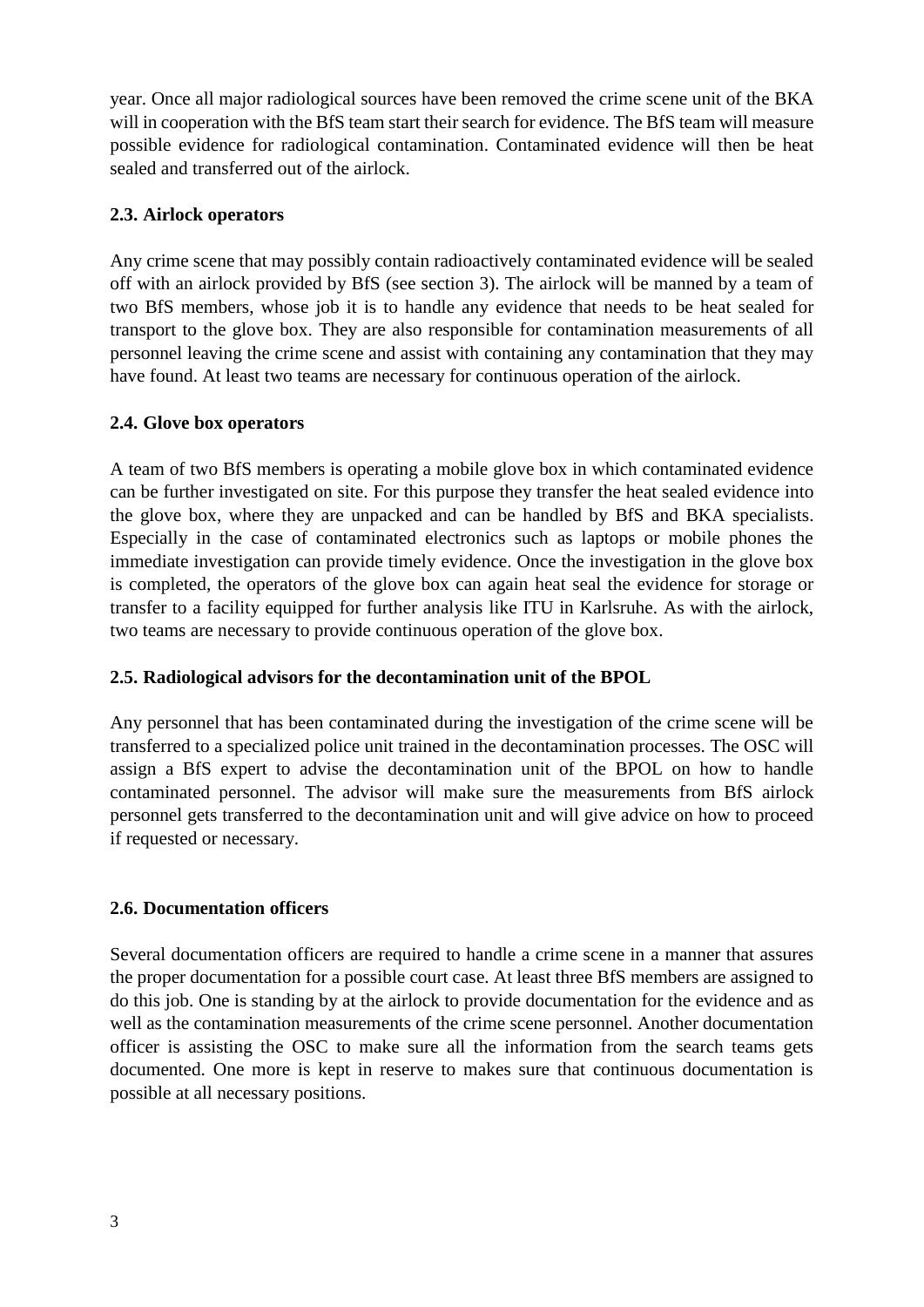year. Once all major radiological sources have been removed the crime scene unit of the BKA will in cooperation with the BfS team start their search for evidence. The BfS team will measure possible evidence for radiological contamination. Contaminated evidence will then be heat sealed and transferred out of the airlock.

### 2.3. Airlock operators

Any crime scene that may possibly contain radioactively contaminated evidence will be sealed off with an airlock provided by BfS (see section 3). The airlock will be manned by a team of two BfS members, whose job it is to handle any evidence that needs to be heat sealed for transport to the glove box. They are also responsible for contamination measurements of all personnel leaving the crime scene and assist with containing any contamination that they may have found. At least two teams are necessary for continuous operation of the airlock.

### 2.4. Glove box operators

A team of two BfS members is operating a mobile glove box in which contaminated evidence can be further investigated on site. For this purpose they transfer the heat sealed evidence into the glove box, where they are unpacked and can be handled by BfS and BKA specialists. Especially in the case of contaminated electronics such as laptops or mobile phones the immediate investigation can provide timely evidence. Once the investigation in the glove box is completed, the operators of the glove box can again heat seal the evidence for storage or transfer to a facility equipped for further analysis like ITU in Karlsruhe. As with the airlock, two teams are necessary to provide continuous operation of the glove box.

### 2.5. Radiological advisors for the decontamination unit of the BPOL

Any personnel that has been contaminated during the investigation of the crime scene will be transferred to a specialized police unit trained in the decontamination processes. The OSC will assign a BfS expert to advise the decontamination unit of the BPOL on how to handle contaminated personnel. The advisor will make sure the measurements from BfS airlock personnel gets transferred to the decontamination unit and will give advice on how to proceed if requested or necessary.

### 2.6. Documentation officers

Several documentation officers are required to handle a crime scene in a manner that assures the proper documentation for a possible court case. At least three BfS members are assigned to do this job. One is standing by at the airlock to provide documentation for the evidence and as well as the contamination measurements of the crime scene personnel. Another documentation officer is assisting the OSC to make sure all the information from the search teams gets documented. One more is kept in reserve to makes sure that continuous documentation is possible at all necessary positions.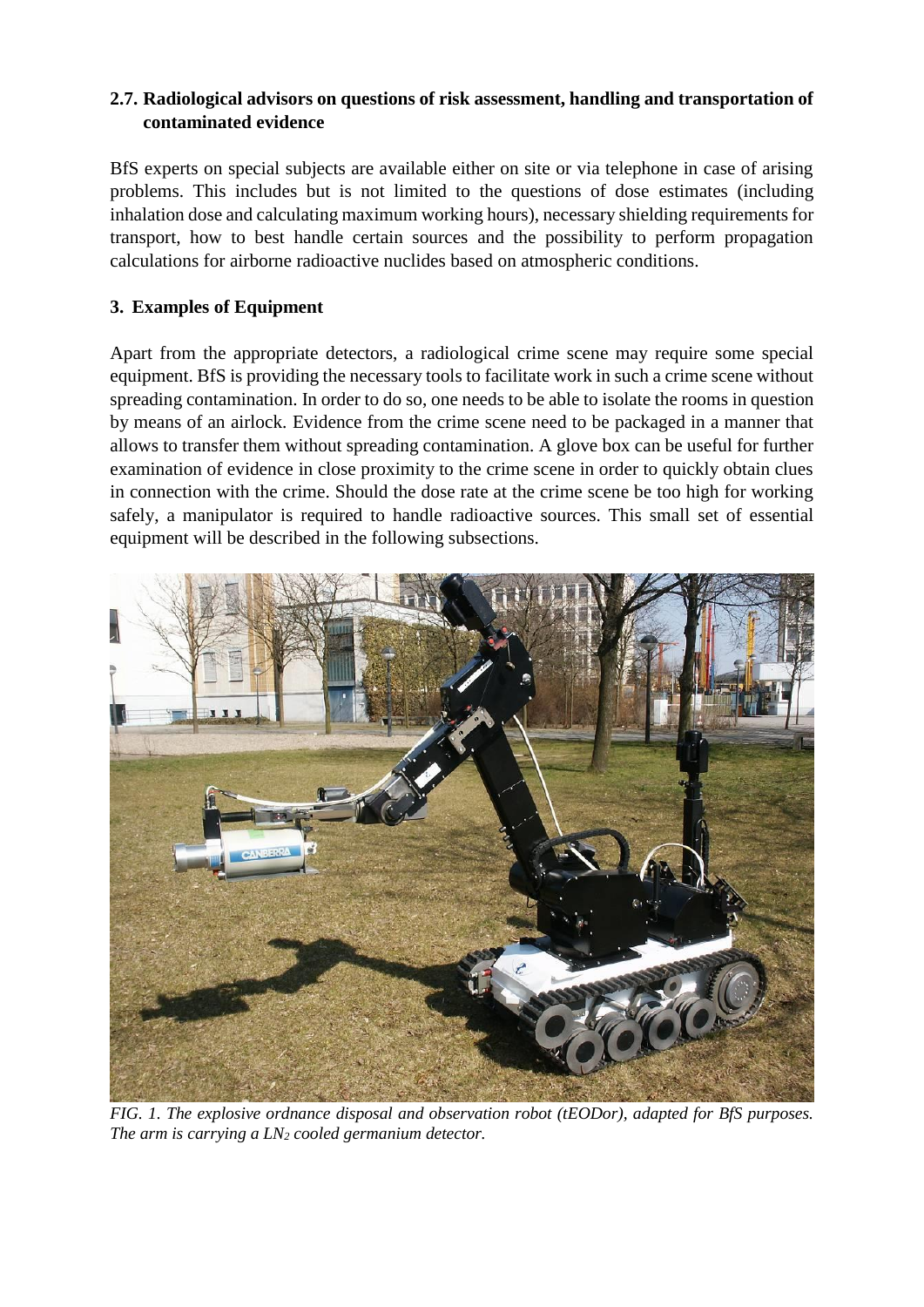## 2.7. Radiological advisors on questions of risk assessment, handling and transportation of contaminated evidence

BfS experts on special subjects are available either on site or via telephone in case of arising problems. This includes but is not limited to the questions of dose estimates (including inhalation dose and calculating maximum working hours), necessary shielding requirements for transport, how to best handle certain sources and the possibility to perform propagation calculations for airborne radioactive nuclides based on atmospheric conditions.

# 3. Examples of Equipment

Apart from the appropriate detectors, a radiological crime scene may require some special equipment. BfS is providing the necessary tools to facilitate work in such a crime scene without spreading contamination. In order to do so, one needs to be able to isolate the rooms in question by means of an airlock. Evidence from the crime scene need to be packaged in a manner that allows to transfer them without spreading contamination. A glove box can be useful for further examination of evidence in close proximity to the crime scene in order to quickly obtain clues in connection with the crime. Should the dose rate at the crime scene be too high for working safely, a manipulator is required to handle radioactive sources. This small set of essential equipment will be described in the following subsections.

*FIG. 1. The explosive ordnance disposal and observation robot (tEODor), adapted for BfS purposes. The arm is carrying a $LN_2$ cooled germanium detector.*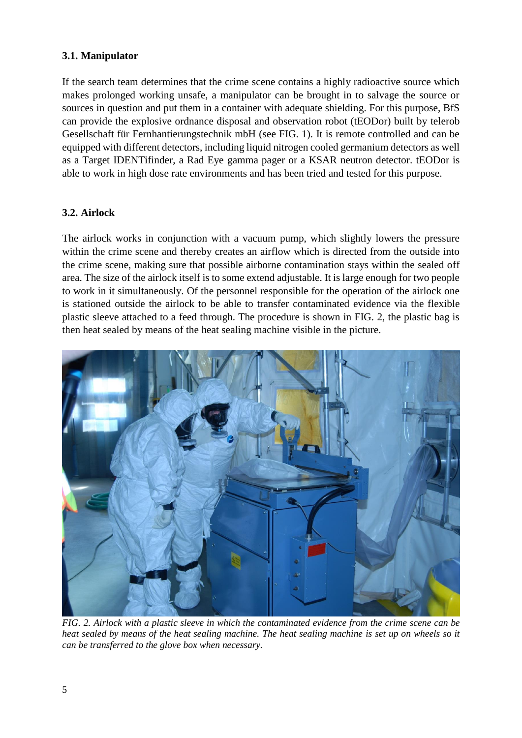### 3.1. Manipulator

If the search team determines that the crime scene contains a highly radioactive source which makes prolonged working unsafe, a manipulator can be brought in to salvage the source or sources in question and put them in a container with adequate shielding. For this purpose, BfS can provide the explosive ordnance disposal and observation robot (tEODor) built by telerob Gesellschaft für Fernhantierungstechnik mbH (see FIG. 1). It is remote controlled and can be equipped with different detectors, including liquid nitrogen cooled germanium detectors as well as a Target IDENTifinder, a Rad Eye gamma pager or a KSAR neutron detector. tEODor is able to work in high dose rate environments and has been tried and tested for this purpose.

### 3.2. Airlock

The airlock works in conjunction with a vacuum pump, which slightly lowers the pressure within the crime scene and thereby creates an airflow which is directed from the outside into the crime scene, making sure that possible airborne contamination stays within the sealed off area. The size of the airlock itself is to some extend adjustable. It is large enough for two people to work in it simultaneously. Of the personnel responsible for the operation of the airlock one is stationed outside the airlock to be able to transfer contaminated evidence via the flexible plastic sleeve attached to a feed through. The procedure is shown in FIG. 2, the plastic bag is then heat sealed by means of the heat sealing machine visible in the picture.

*FIG. 2. Airlock with a plastic sleeve in which the contaminated evidence from the crime scene can be heat sealed by means of the heat sealing machine. The heat sealing machine is set up on wheels so it can be transferred to the glove box when necessary.*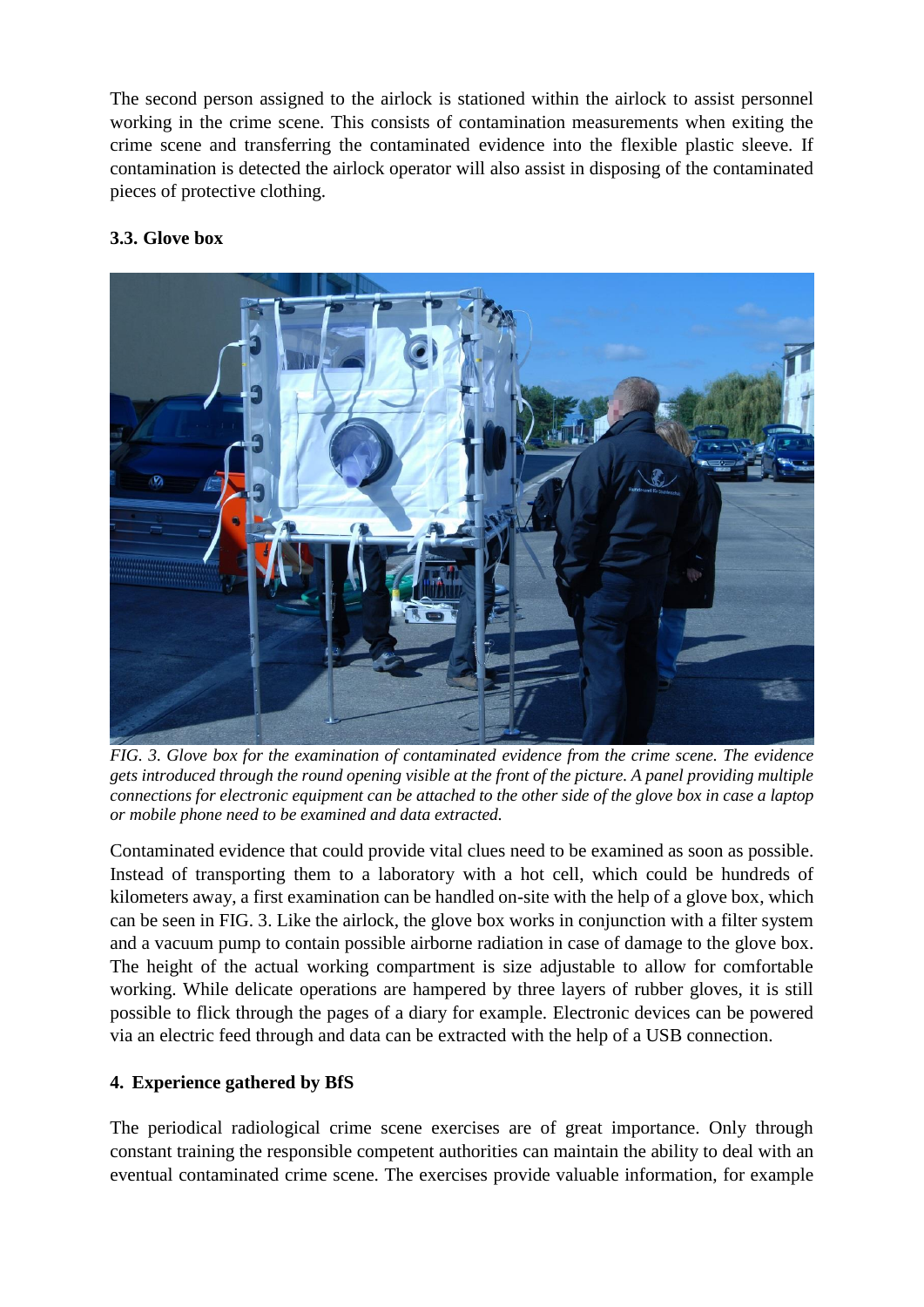The second person assigned to the airlock is stationed within the airlock to assist personnel working in the crime scene. This consists of contamination measurements when exiting the crime scene and transferring the contaminated evidence into the flexible plastic sleeve. If contamination is detected the airlock operator will also assist in disposing of the contaminated pieces of protective clothing.

### 3.3. Glove box

*FIG. 3. Glove box for the examination of contaminated evidence from the crime scene. The evidence gets introduced through the round opening visible at the front of the picture. A panel providing multiple connections for electronic equipment can be attached to the other side of the glove box in case a laptop or mobile phone need to be examined and data extracted.*

Contaminated evidence that could provide vital clues need to be examined as soon as possible. Instead of transporting them to a laboratory with a hot cell, which could be hundreds of kilometers away, a first examination can be handled on-site with the help of a glove box, which can be seen in FIG. 3. Like the airlock, the glove box works in conjunction with a filter system and a vacuum pump to contain possible airborne radiation in case of damage to the glove box. The height of the actual working compartment is size adjustable to allow for comfortable working. While delicate operations are hampered by three layers of rubber gloves, it is still possible to flick through the pages of a diary for example. Electronic devices can be powered via an electric feed through and data can be extracted with the help of a USB connection.

## 4. Experience gathered by BfS

The periodical radiological crime scene exercises are of great importance. Only through constant training the responsible competent authorities can maintain the ability to deal with an eventual contaminated crime scene. The exercises provide valuable information, for example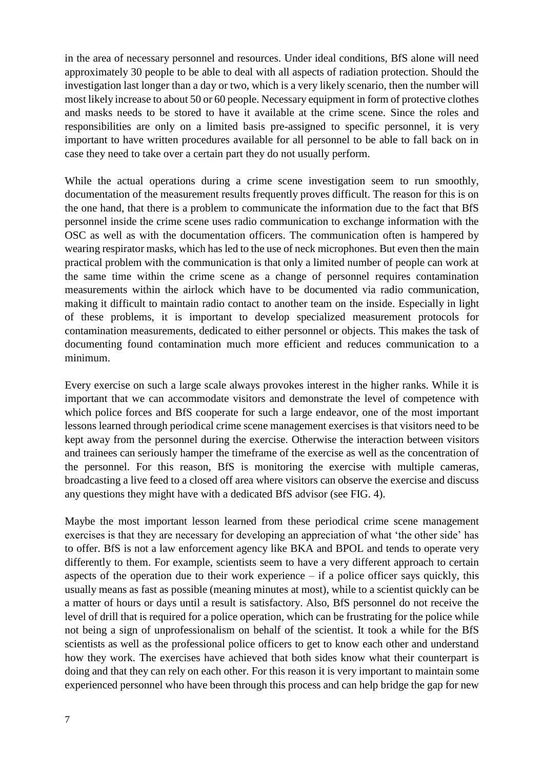in the area of necessary personnel and resources. Under ideal conditions, BfS alone will need approximately 30 people to be able to deal with all aspects of radiation protection. Should the investigation last longer than a day or two, which is a very likely scenario, then the number will most likely increase to about 50 or 60 people. Necessary equipment in form of protective clothes and masks needs to be stored to have it available at the crime scene. Since the roles and responsibilities are only on a limited basis pre-assigned to specific personnel, it is very important to have written procedures available for all personnel to be able to fall back on in case they need to take over a certain part they do not usually perform.

While the actual operations during a crime scene investigation seem to run smoothly, documentation of the measurement results frequently proves difficult. The reason for this is on the one hand, that there is a problem to communicate the information due to the fact that BfS personnel inside the crime scene uses radio communication to exchange information with the OSC as well as with the documentation officers. The communication often is hampered by wearing respirator masks, which has led to the use of neck microphones. But even then the main practical problem with the communication is that only a limited number of people can work at the same time within the crime scene as a change of personnel requires contamination measurements within the airlock which have to be documented via radio communication, making it difficult to maintain radio contact to another team on the inside. Especially in light of these problems, it is important to develop specialized measurement protocols for contamination measurements, dedicated to either personnel or objects. This makes the task of documenting found contamination much more efficient and reduces communication to a minimum.

Every exercise on such a large scale always provokes interest in the higher ranks. While it is important that we can accommodate visitors and demonstrate the level of competence with which police forces and BfS cooperate for such a large endeavor, one of the most important lessons learned through periodical crime scene management exercises is that visitors need to be kept away from the personnel during the exercise. Otherwise the interaction between visitors and trainees can seriously hamper the timeframe of the exercise as well as the concentration of the personnel. For this reason, BfS is monitoring the exercise with multiple cameras, broadcasting a live feed to a closed off area where visitors can observe the exercise and discuss any questions they might have with a dedicated BfS advisor (see FIG. 4).

Maybe the most important lesson learned from these periodical crime scene management exercises is that they are necessary for developing an appreciation of what 'the other side' has to offer. BfS is not a law enforcement agency like BKA and BPOL and tends to operate very differently to them. For example, scientists seem to have a very different approach to certain aspects of the operation due to their work experience – if a police officer says quickly, this usually means as fast as possible (meaning minutes at most), while to a scientist quickly can be a matter of hours or days until a result is satisfactory. Also, BfS personnel do not receive the level of drill that is required for a police operation, which can be frustrating for the police while not being a sign of unprofessionalism on behalf of the scientist. It took a while for the BfS scientists as well as the professional police officers to get to know each other and understand how they work. The exercises have achieved that both sides know what their counterpart is doing and that they can rely on each other. For this reason it is very important to maintain some experienced personnel who have been through this process and can help bridge the gap for new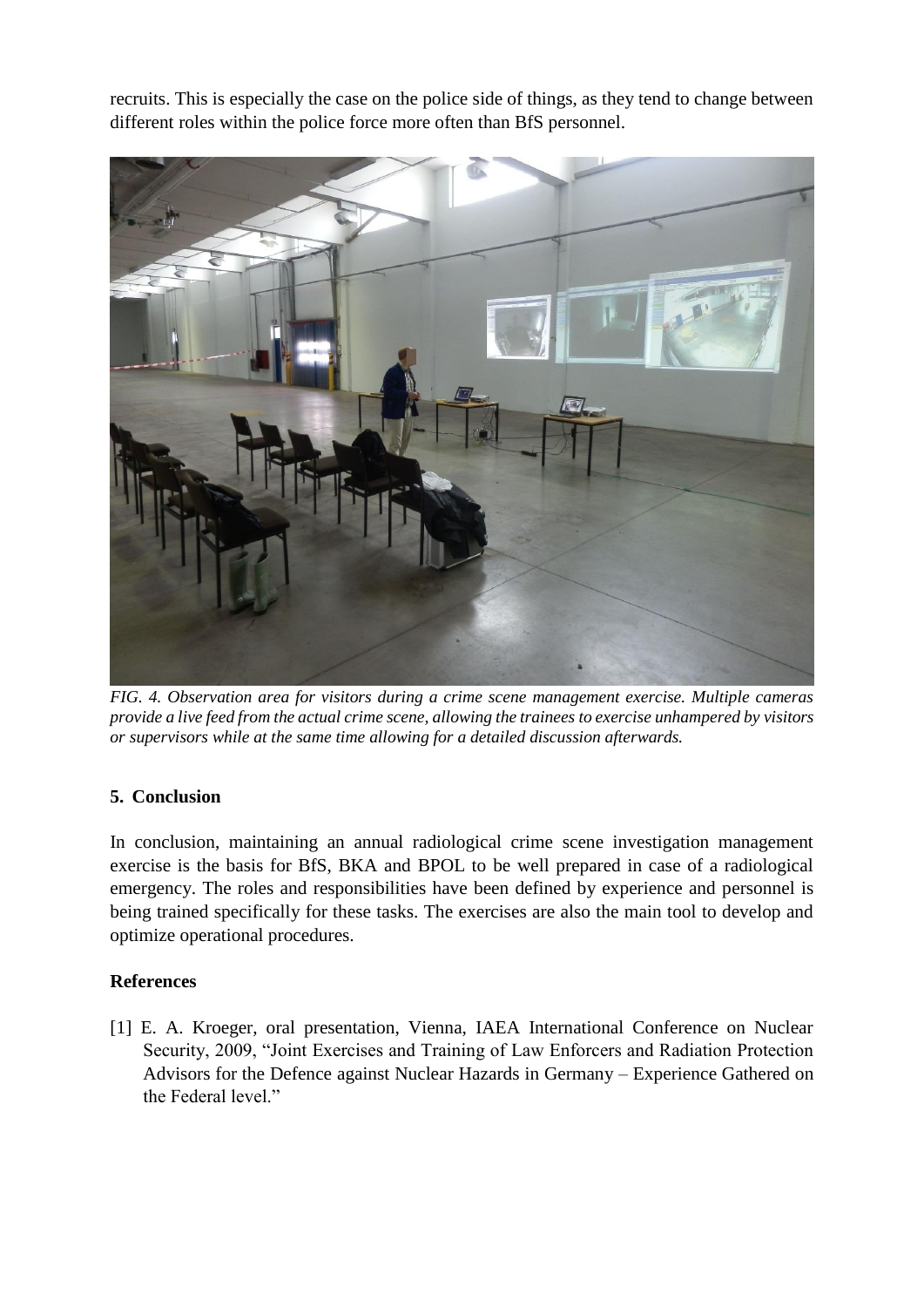recruits. This is especially the case on the police side of things, as they tend to change between different roles within the police force more often than BfS personnel.

*FIG. 4. Observation area for visitors during a crime scene management exercise. Multiple cameras provide a live feed from the actual crime scene, allowing the trainees to exercise unhampered by visitors or supervisors while at the same time allowing for a detailed discussion afterwards.*

## 5. Conclusion

In conclusion, maintaining an annual radiological crime scene investigation management exercise is the basis for BfS, BKA and BPOL to be well prepared in case of a radiological emergency. The roles and responsibilities have been defined by experience and personnel is being trained specifically for these tasks. The exercises are also the main tool to develop and optimize operational procedures.

## References

[1] E. A. Kroeger, oral presentation, Vienna, IAEA International Conference on Nuclear Security, 2009, "Joint Exercises and Training of Law Enforcers and Radiation Protection Advisors for the Defence against Nuclear Hazards in Germany – Experience Gathered on the Federal level."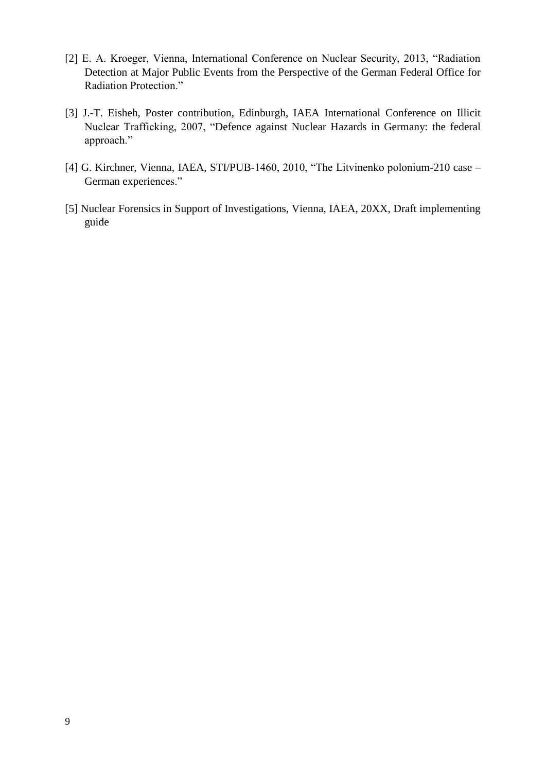[2] E. A. Kroeger, Vienna, International Conference on Nuclear Security, 2013, “Radiation Detection at Major Public Events from the Perspective of the German Federal Office for Radiation Protection.”

[3] J.-T. Eisheh, Poster contribution, Edinburgh, IAEA International Conference on Illicit Nuclear Trafficking, 2007, “Defence against Nuclear Hazards in Germany: the federal approach.”

[4] G. Kirchner, Vienna, IAEA, STI/PUB-1460, 2010, “The Litvinenko polonium-210 case – German experiences.”

[5] Nuclear Forensics in Support of Investigations, Vienna, IAEA, 20XX, Draft implementing guide